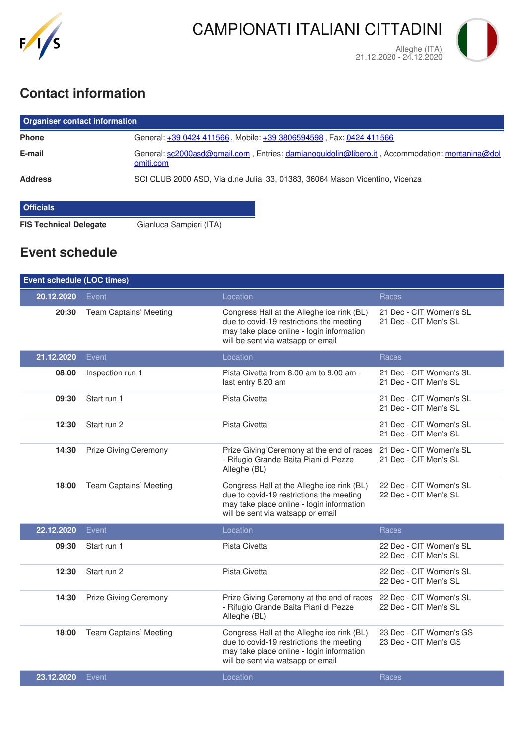# CAMPIONATI ITALIANI CITTADINI

Alleghe (ITA)
21.12.2020 - 24.12.2020

## Contact information

| Organiser contact information | |
|---|---|
| **Phone** | General: +39 0424 411566 , Mobile: +39 3806594598 , Fax: 0424 411566 |
| **E-mail** | General: sc2000asd@gmail.com , Entries: damianoguidolin@libero.it , Accommodation: montanina@dolomiti.com |
| **Address** | SCI CLUB 2000 ASD, Via d.ne Julia, 33, 01383, 36064 Mason Vicentino, Vicenza |

| Officials | |
|---|---|
| **FIS Technical Delegate** | Gianluca Sampieri (ITA) |

## Event schedule

| Event schedule (LOC times) | | | |
|---|---|---|---|
| **20.12.2020** | Event | Location | Races |
| **20:30** | Team Captains' Meeting | Congress Hall at the Alleghe ice rink (BL) due to covid-19 restrictions the meeting may take place online - login information will be sent via watsapp or email | 21 Dec - CIT Women's SL<br>21 Dec - CIT Men's SL |
| **21.12.2020** | Event | Location | Races |
| **08:00** | Inspection run 1 | Pista Civetta from 8.00 am to 9.00 am - last entry 8.20 am | 21 Dec - CIT Women's SL<br>21 Dec - CIT Men's SL |
| **09:30** | Start run 1 | Pista Civetta | 21 Dec - CIT Women's SL<br>21 Dec - CIT Men's SL |
| **12:30** | Start run 2 | Pista Civetta | 21 Dec - CIT Women's SL<br>21 Dec - CIT Men's SL |
| **14:30** | Prize Giving Ceremony | Prize Giving Ceremony at the end of races - Rifugio Grande Baita Piani di Pezze Alleghe (BL) | 21 Dec - CIT Women's SL<br>21 Dec - CIT Men's SL |
| **18:00** | Team Captains' Meeting | Congress Hall at the Alleghe ice rink (BL) due to covid-19 restrictions the meeting may take place online - login information will be sent via watsapp or email | 22 Dec - CIT Women's SL<br>22 Dec - CIT Men's SL |
| **22.12.2020** | Event | Location | Races |
| **09:30** | Start run 1 | Pista Civetta | 22 Dec - CIT Women's SL<br>22 Dec - CIT Men's SL |
| **12:30** | Start run 2 | Pista Civetta | 22 Dec - CIT Women's SL<br>22 Dec - CIT Men's SL |
| **14:30** | Prize Giving Ceremony | Prize Giving Ceremony at the end of races - Rifugio Grande Baita Piani di Pezze Alleghe (BL) | 22 Dec - CIT Women's SL<br>22 Dec - CIT Men's SL |
| **18:00** | Team Captains' Meeting | Congress Hall at the Alleghe ice rink (BL) due to covid-19 restrictions the meeting may take place online - login information will be sent via watsapp or email | 23 Dec - CIT Women's GS<br>23 Dec - CIT Men's GS |
| **23.12.2020** | Event | Location | Races |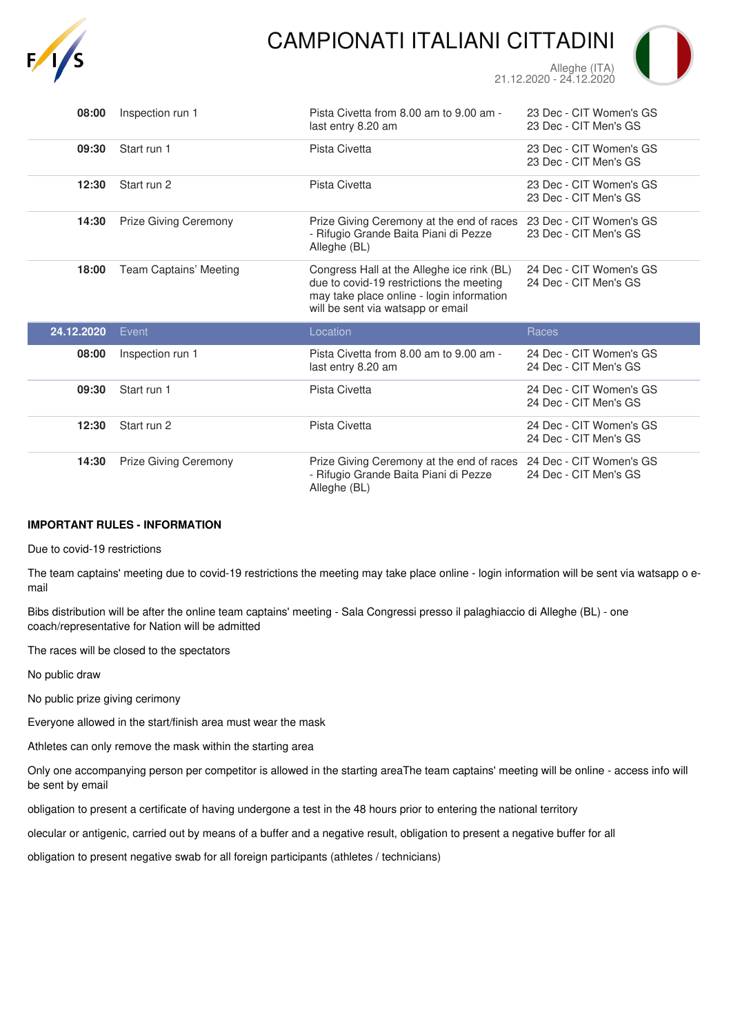# CAMPIONATI ITALIANI CITTADINI

Alleghe (ITA)
21.12.2020 - 24.12.2020

| | Event | Location | Races |
|---|---|---|---|
| **08:00** | Inspection run 1 | Pista Civetta from 8.00 am to 9.00 am - last entry 8.20 am | 23 Dec - CIT Women's GS<br>23 Dec - CIT Men's GS |
| **09:30** | Start run 1 | Pista Civetta | 23 Dec - CIT Women's GS<br>23 Dec - CIT Men's GS |
| **12:30** | Start run 2 | Pista Civetta | 23 Dec - CIT Women's GS<br>23 Dec - CIT Men's GS |
| **14:30** | Prize Giving Ceremony | Prize Giving Ceremony at the end of races - Rifugio Grande Baita Piani di Pezze Alleghe (BL) | 23 Dec - CIT Women's GS<br>23 Dec - CIT Men's GS |
| **18:00** | Team Captains' Meeting | Congress Hall at the Alleghe ice rink (BL) due to covid-19 restrictions the meeting may take place online - login information will be sent via watsapp or email | 24 Dec - CIT Women's GS<br>24 Dec - CIT Men's GS |
| **24.12.2020** | Event | Location | Races |
| **08:00** | Inspection run 1 | Pista Civetta from 8.00 am to 9.00 am - last entry 8.20 am | 24 Dec - CIT Women's GS<br>24 Dec - CIT Men's GS |
| **09:30** | Start run 1 | Pista Civetta | 24 Dec - CIT Women's GS<br>24 Dec - CIT Men's GS |
| **12:30** | Start run 2 | Pista Civetta | 24 Dec - CIT Women's GS<br>24 Dec - CIT Men's GS |
| **14:30** | Prize Giving Ceremony | Prize Giving Ceremony at the end of races - Rifugio Grande Baita Piani di Pezze Alleghe (BL) | 24 Dec - CIT Women's GS<br>24 Dec - CIT Men's GS |

**IMPORTANT RULES - INFORMATION**

Due to covid-19 restrictions

The team captains' meeting due to covid-19 restrictions the meeting may take place online - login information will be sent via watsapp o e-mail

Bibs distribution will be after the online team captains' meeting - Sala Congressi presso il palaghiaccio di Alleghe (BL) - one coach/representative for Nation will be admitted

The races will be closed to the spectators

No public draw

No public prize giving cerimony

Everyone allowed in the start/finish area must wear the mask

Athletes can only remove the mask within the starting area

Only one accompanying person per competitor is allowed in the starting areaThe team captains' meeting will be online - access info will be sent by email

obligation to present a certificate of having undergone a test in the 48 hours prior to entering the national territory

olecular or antigenic, carried out by means of a buffer and a negative result, obligation to present a negative buffer for all

obligation to present negative swab for all foreign participants (athletes / technicians)